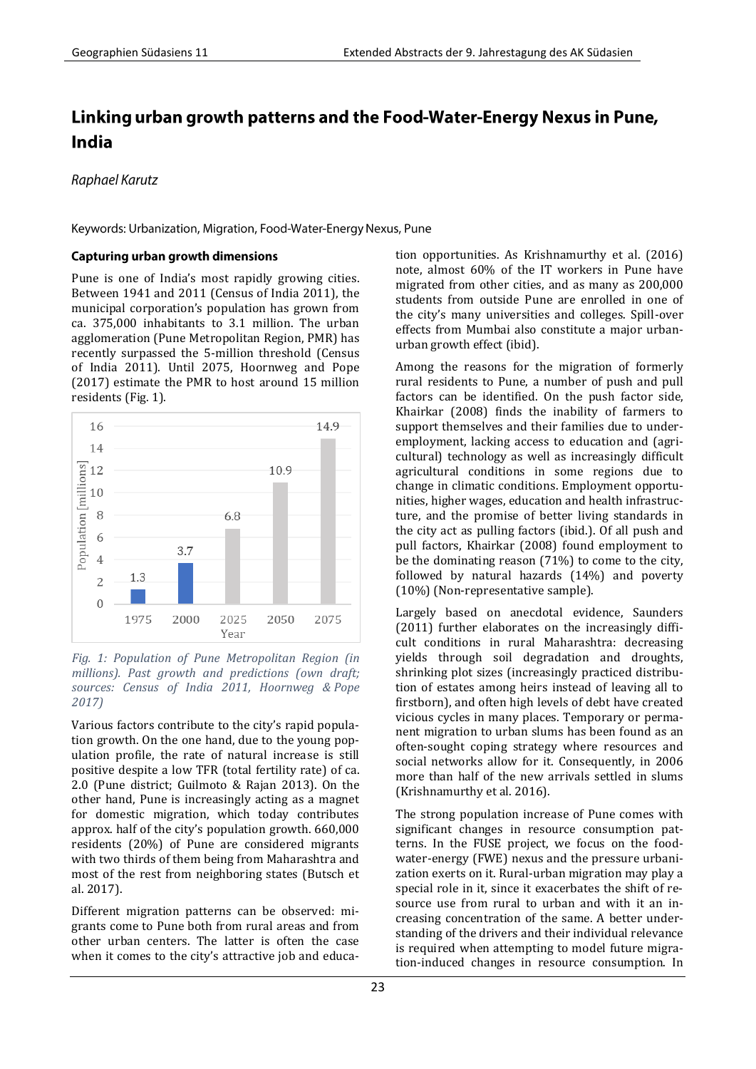# Linking urban growth patterns and the Food-Water-Energy Nexus in Pune, India

*Raphael Karutz*

Keywords: Urbanization, Migration, Food-Water-Energy Nexus, Pune

## Capturing urban growth dimensions

Pune is one of India's most rapidly growing cities. Between 1941 and 2011 (Census of India 2011), the municipal corporation's population has grown from ca. 375,000 inhabitants to 3.1 million. The urban agglomeration (Pune Metropolitan Region, PMR) has recently surpassed the 5-million threshold (Census of India 2011). Until 2075, Hoornweg and Pope (2017) estimate the PMR to host around 15 million residents (Fig. 1).

| Year | Population [millions] |
|---|---|
| 1975 | 1.3 |
| 2000 | 3.7 |
| 2025 | 6.8 |
| 2050 | 10.9 |
| 2075 | 14.9 |

*Fig. 1: Population of Pune Metropolitan Region (in millions). Past growth and predictions (own draft; sources: Census of India 2011, Hoornweg & Pope 2017)*

Various factors contribute to the city's rapid population growth. On the one hand, due to the young population profile, the rate of natural increase is still positive despite a low TFR (total fertility rate) of ca. 2.0 (Pune district; Guilmoto & Rajan 2013). On the other hand, Pune is increasingly acting as a magnet for domestic migration, which today contributes approx. half of the city's population growth. 660,000 residents (20%) of Pune are considered migrants with two thirds of them being from Maharashtra and most of the rest from neighboring states (Butsch et al. 2017).

Different migration patterns can be observed: migrants come to Pune both from rural areas and from other urban centers. The latter is often the case when it comes to the city's attractive job and education opportunities. As Krishnamurthy et al. (2016) note, almost 60% of the IT workers in Pune have migrated from other cities, and as many as 200,000 students from outside Pune are enrolled in one of the city's many universities and colleges. Spill-over effects from Mumbai also constitute a major urban-urban growth effect (ibid).

Among the reasons for the migration of formerly rural residents to Pune, a number of push and pull factors can be identified. On the push factor side, Khairkar (2008) finds the inability of farmers to support themselves and their families due to underemployment, lacking access to education and (agricultural) technology as well as increasingly difficult agricultural conditions in some regions due to change in climatic conditions. Employment opportunities, higher wages, education and health infrastructure, and the promise of better living standards in the city act as pulling factors (ibid.). Of all push and pull factors, Khairkar (2008) found employment to be the dominating reason (71%) to come to the city, followed by natural hazards (14%) and poverty (10%) (Non-representative sample).

Largely based on anecdotal evidence, Saunders (2011) further elaborates on the increasingly difficult conditions in rural Maharashtra: decreasing yields through soil degradation and droughts, shrinking plot sizes (increasingly practiced distribution of estates among heirs instead of leaving all to firstborn), and often high levels of debt have created vicious cycles in many places. Temporary or permanent migration to urban slums has been found as an often-sought coping strategy where resources and social networks allow for it. Consequently, in 2006 more than half of the new arrivals settled in slums (Krishnamurthy et al. 2016).

The strong population increase of Pune comes with significant changes in resource consumption patterns. In the FUSE project, we focus on the food-water-energy (FWE) nexus and the pressure urbanization exerts on it. Rural-urban migration may play a special role in it, since it exacerbates the shift of resource use from rural to urban and with it an increasing concentration of the same. A better understanding of the drivers and their individual relevance is required when attempting to model future migration-induced changes in resource consumption. In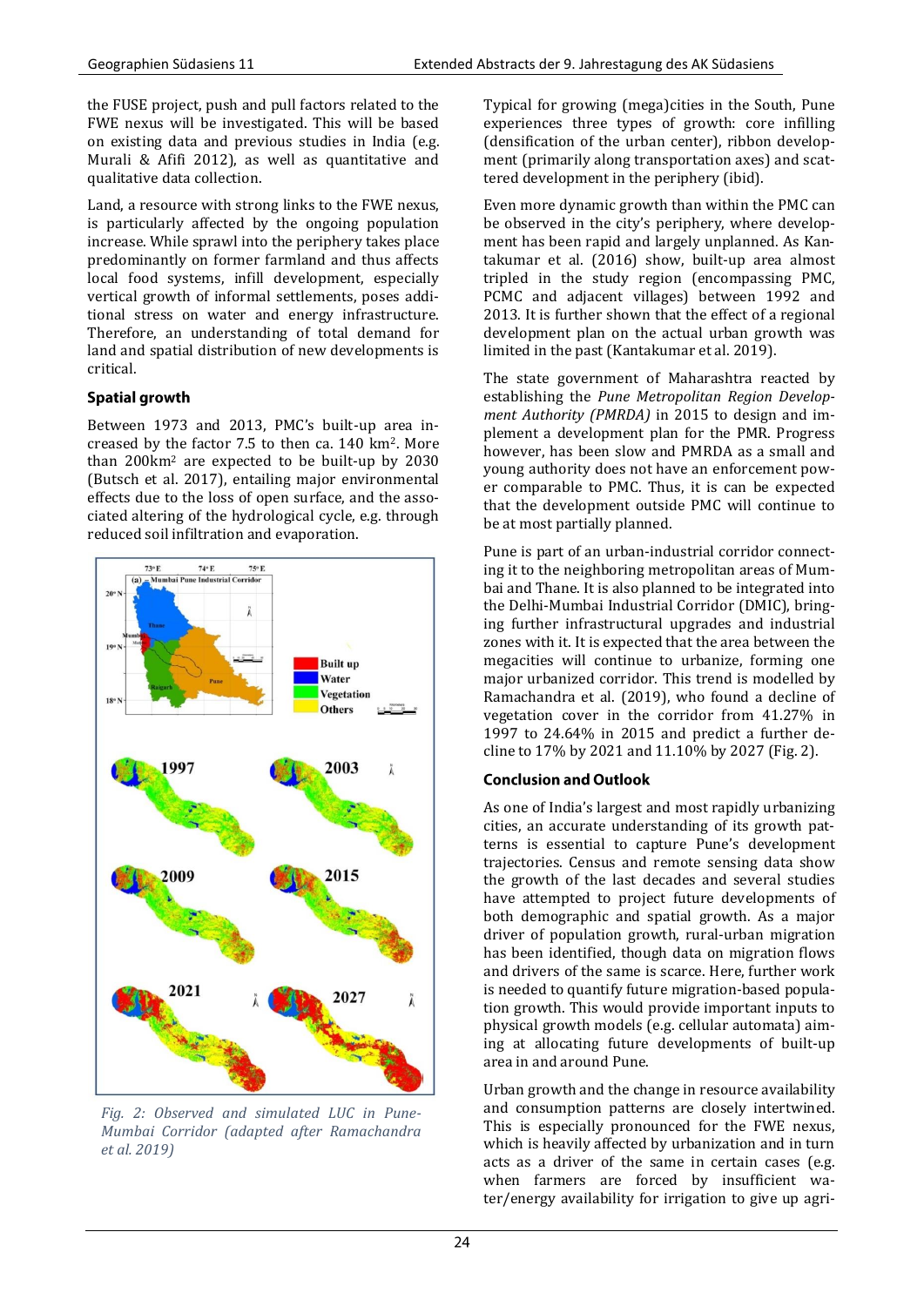the FUSE project, push and pull factors related to the FWE nexus will be investigated. This will be based on existing data and previous studies in India (e.g. Murali & Afifi 2012), as well as quantitative and qualitative data collection.

Land, a resource with strong links to the FWE nexus, is particularly affected by the ongoing population increase. While sprawl into the periphery takes place predominantly on former farmland and thus affects local food systems, infill development, especially vertical growth of informal settlements, poses additional stress on water and energy infrastructure. Therefore, an understanding of total demand for land and spatial distribution of new developments is critical.

**Spatial growth**

Between 1973 and 2013, PMC's built-up area increased by the factor 7.5 to then ca. 140 km². More than 200km² are expected to be built-up by 2030 (Butsch et al. 2017), entailing major environmental effects due to the loss of open surface, and the associated altering of the hydrological cycle, e.g. through reduced soil infiltration and evaporation.

*Fig. 2: Observed and simulated LUC in Pune-Mumbai Corridor (adapted after Ramachandra et al. 2019)*

Typical for growing (mega)cities in the South, Pune experiences three types of growth: core infilling (densification of the urban center), ribbon development (primarily along transportation axes) and scattered development in the periphery (ibid).

Even more dynamic growth than within the PMC can be observed in the city's periphery, where development has been rapid and largely unplanned. As Kantakumar et al. (2016) show, built-up area almost tripled in the study region (encompassing PMC, PCMC and adjacent villages) between 1992 and 2013. It is further shown that the effect of a regional development plan on the actual urban growth was limited in the past (Kantakumar et al. 2019).

The state government of Maharashtra reacted by establishing the *Pune Metropolitan Region Development Authority (PMRDA)* in 2015 to design and implement a development plan for the PMR. Progress however, has been slow and PMRDA as a small and young authority does not have an enforcement power comparable to PMC. Thus, it is can be expected that the development outside PMC will continue to be at most partially planned.

Pune is part of an urban-industrial corridor connecting it to the neighboring metropolitan areas of Mumbai and Thane. It is also planned to be integrated into the Delhi-Mumbai Industrial Corridor (DMIC), bringing further infrastructural upgrades and industrial zones with it. It is expected that the area between the megacities will continue to urbanize, forming one major urbanized corridor. This trend is modelled by Ramachandra et al. (2019), who found a decline of vegetation cover in the corridor from 41.27% in 1997 to 24.64% in 2015 and predict a further decline to 17% by 2021 and 11.10% by 2027 (Fig. 2).

**Conclusion and Outlook**

As one of India's largest and most rapidly urbanizing cities, an accurate understanding of its growth patterns is essential to capture Pune's development trajectories. Census and remote sensing data show the growth of the last decades and several studies have attempted to project future developments of both demographic and spatial growth. As a major driver of population growth, rural-urban migration has been identified, though data on migration flows and drivers of the same is scarce. Here, further work is needed to quantify future migration-based population growth. This would provide important inputs to physical growth models (e.g. cellular automata) aiming at allocating future developments of built-up area in and around Pune.

Urban growth and the change in resource availability and consumption patterns are closely intertwined. This is especially pronounced for the FWE nexus, which is heavily affected by urbanization and in turn acts as a driver of the same in certain cases (e.g. when farmers are forced by insufficient water/energy availability for irrigation to give up agri-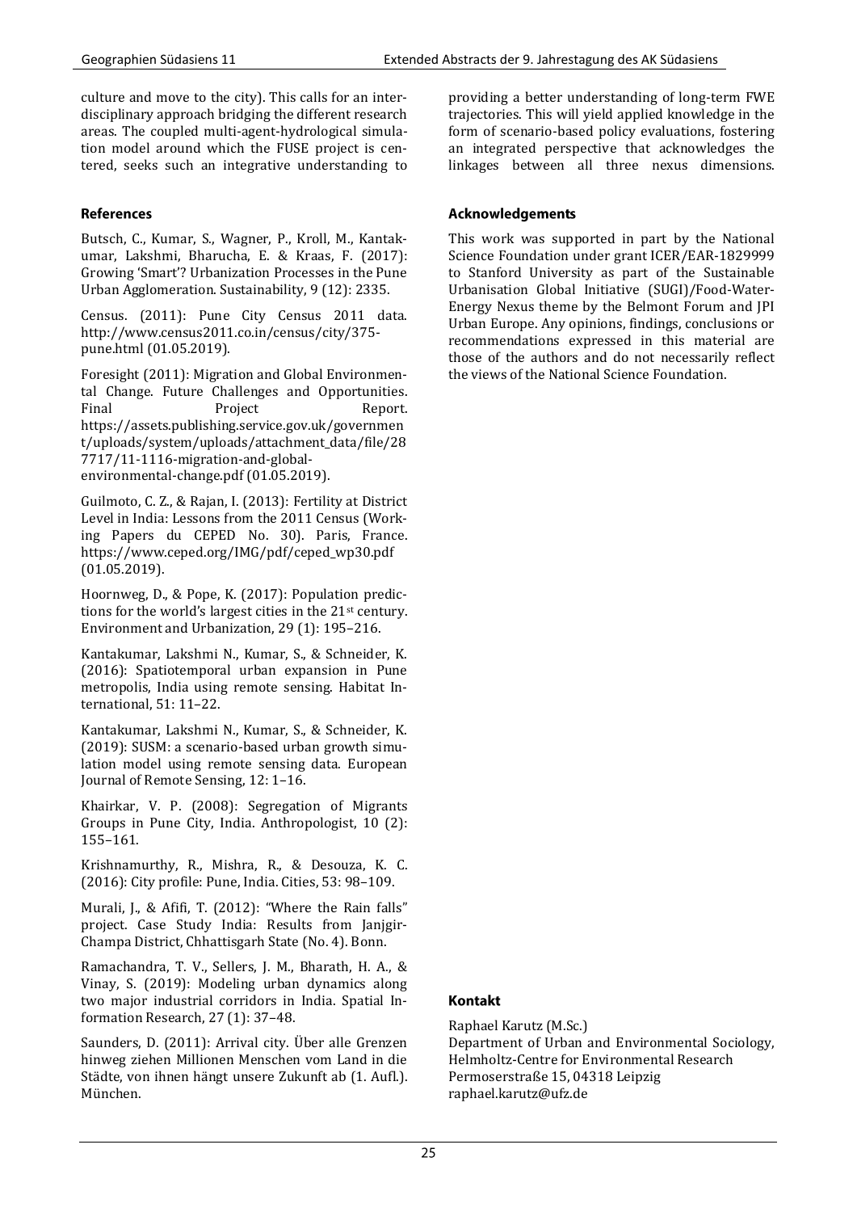culture and move to the city). This calls for an interdisciplinary approach bridging the different research areas. The coupled multi-agent-hydrological simulation model around which the FUSE project is centered, seeks such an integrative understanding to providing a better understanding of long-term FWE trajectories. This will yield applied knowledge in the form of scenario-based policy evaluations, fostering an integrated perspective that acknowledges the linkages between all three nexus dimensions.

## References

Butsch, C., Kumar, S., Wagner, P., Kroll, M., Kantakumar, Lakshmi, Bharucha, E. & Kraas, F. (2017): Growing 'Smart'? Urbanization Processes in the Pune Urban Agglomeration. Sustainability, 9 (12): 2335.

Census. (2011): Pune City Census 2011 data. http://www.census2011.co.in/census/city/375-pune.html (01.05.2019).

Foresight (2011): Migration and Global Environmental Change. Future Challenges and Opportunities. Final Project Report. https://assets.publishing.service.gov.uk/government/uploads/system/uploads/attachment_data/file/287717/11-1116-migration-and-global-environmental-change.pdf (01.05.2019).

Guilmoto, C. Z., & Rajan, I. (2013): Fertility at District Level in India: Lessons from the 2011 Census (Working Papers du CEPED No. 30). Paris, France. https://www.ceped.org/IMG/pdf/ceped_wp30.pdf (01.05.2019).

Hoornweg, D., & Pope, K. (2017): Population predictions for the world's largest cities in the 21st century. Environment and Urbanization, 29 (1): 195–216.

Kantakumar, Lakshmi N., Kumar, S., & Schneider, K. (2016): Spatiotemporal urban expansion in Pune metropolis, India using remote sensing. Habitat International, 51: 11–22.

Kantakumar, Lakshmi N., Kumar, S., & Schneider, K. (2019): SUSM: a scenario-based urban growth simulation model using remote sensing data. European Journal of Remote Sensing, 12: 1–16.

Khairkar, V. P. (2008): Segregation of Migrants Groups in Pune City, India. Anthropologist, 10 (2): 155–161.

Krishnamurthy, R., Mishra, R., & Desouza, K. C. (2016): City profile: Pune, India. Cities, 53: 98–109.

Murali, J., & Afifi, T. (2012): "Where the Rain falls" project. Case Study India: Results from Janjgir-Champa District, Chhattisgarh State (No. 4). Bonn.

Ramachandra, T. V., Sellers, J. M., Bharath, H. A., & Vinay, S. (2019): Modeling urban dynamics along two major industrial corridors in India. Spatial Information Research, 27 (1): 37–48.

Saunders, D. (2011): Arrival city. Über alle Grenzen hinweg ziehen Millionen Menschen vom Land in die Städte, von ihnen hängt unsere Zukunft ab (1. Aufl.). München.

## Acknowledgements

This work was supported in part by the National Science Foundation under grant ICER/EAR-1829999 to Stanford University as part of the Sustainable Urbanisation Global Initiative (SUGI)/Food-Water-Energy Nexus theme by the Belmont Forum and JPI Urban Europe. Any opinions, findings, conclusions or recommendations expressed in this material are those of the authors and do not necessarily reflect the views of the National Science Foundation.

## Kontakt

Raphael Karutz (M.Sc.)
Department of Urban and Environmental Sociology, Helmholtz-Centre for Environmental Research
Permoserstraße 15, 04318 Leipzig
raphael.karutz@ufz.de